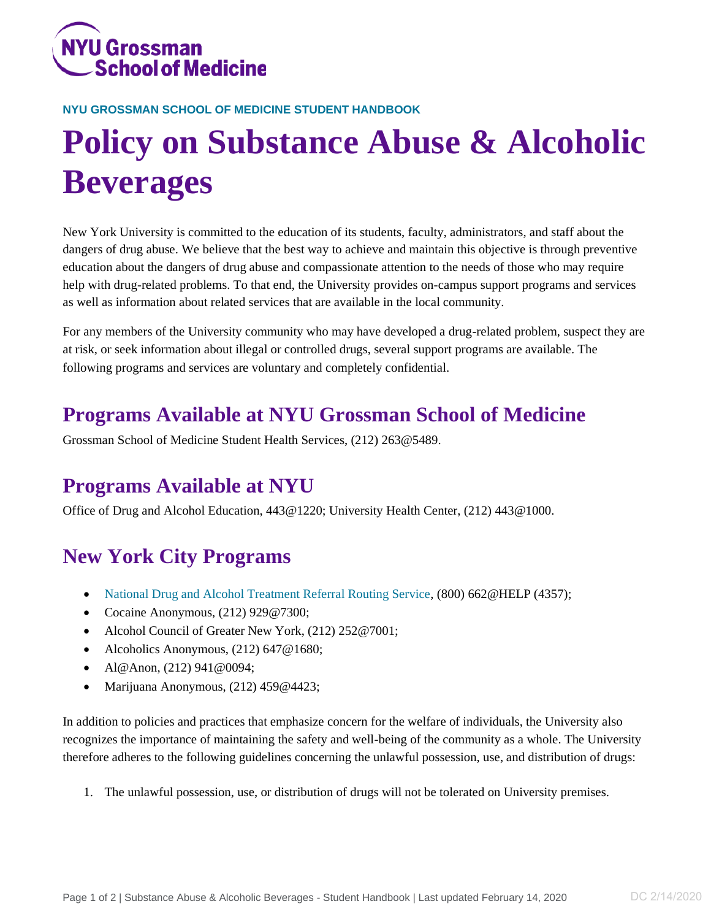NYU Grossman School of Medicine

NYU GROSSMAN SCHOOL OF MEDICINE STUDENT HANDBOOK

# Policy on Substance Abuse & Alcoholic Beverages

New York University is committed to the education of its students, faculty, administrators, and staff about the dangers of drug abuse. We believe that the best way to achieve and maintain this objective is through preventive education about the dangers of drug abuse and compassionate attention to the needs of those who may require help with drug-related problems. To that end, the University provides on-campus support programs and services as well as information about related services that are available in the local community.

For any members of the University community who may have developed a drug-related problem, suspect they are at risk, or seek information about illegal or controlled drugs, several support programs are available. The following programs and services are voluntary and completely confidential.

## Programs Available at NYU Grossman School of Medicine

Grossman School of Medicine Student Health Services, (212) 263@5489.

## Programs Available at NYU

Office of Drug and Alcohol Education, 443@1220; University Health Center, (212) 443@1000.

## New York City Programs

- National Drug and Alcohol Treatment Referral Routing Service, (800) 662@HELP (4357);
- Cocaine Anonymous, (212) 929@7300;
- Alcohol Council of Greater New York, (212) 252@7001;
- Alcoholics Anonymous, (212) 647@1680;
- Al@Anon, (212) 941@0094;
- Marijuana Anonymous, (212) 459@4423;

In addition to policies and practices that emphasize concern for the welfare of individuals, the University also recognizes the importance of maintaining the safety and well-being of the community as a whole. The University therefore adheres to the following guidelines concerning the unlawful possession, use, and distribution of drugs:

1. The unlawful possession, use, or distribution of drugs will not be tolerated on University premises.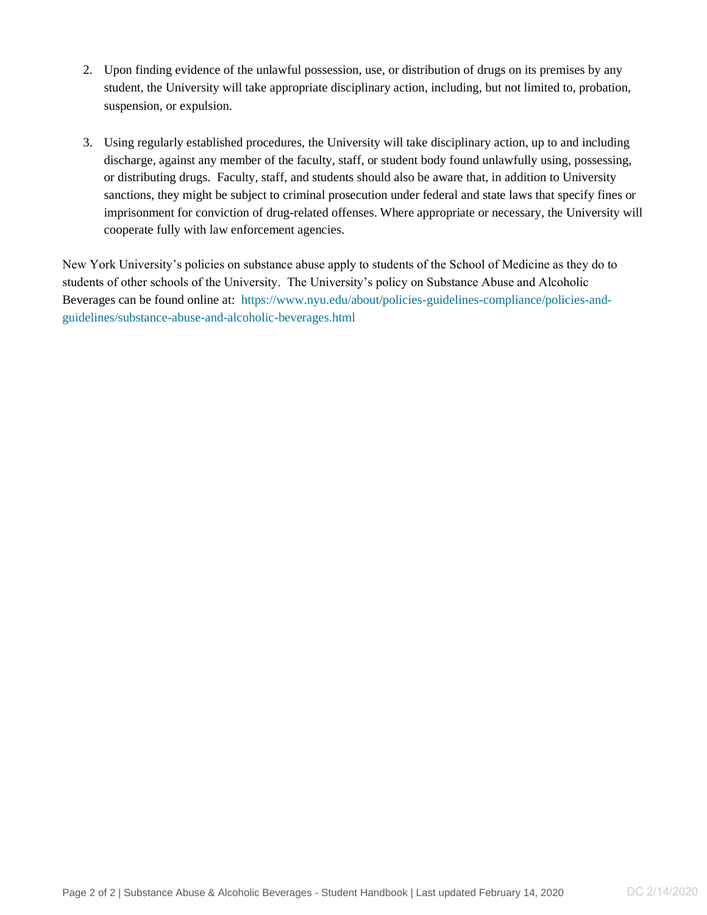2. Upon finding evidence of the unlawful possession, use, or distribution of drugs on its premises by any student, the University will take appropriate disciplinary action, including, but not limited to, probation, suspension, or expulsion.

3. Using regularly established procedures, the University will take disciplinary action, up to and including discharge, against any member of the faculty, staff, or student body found unlawfully using, possessing, or distributing drugs. Faculty, staff, and students should also be aware that, in addition to University sanctions, they might be subject to criminal prosecution under federal and state laws that specify fines or imprisonment for conviction of drug-related offenses. Where appropriate or necessary, the University will cooperate fully with law enforcement agencies.

New York University's policies on substance abuse apply to students of the School of Medicine as they do to students of other schools of the University. The University's policy on Substance Abuse and Alcoholic Beverages can be found online at: https://www.nyu.edu/about/policies-guidelines-compliance/policies-and-guidelines/substance-abuse-and-alcoholic-beverages.html